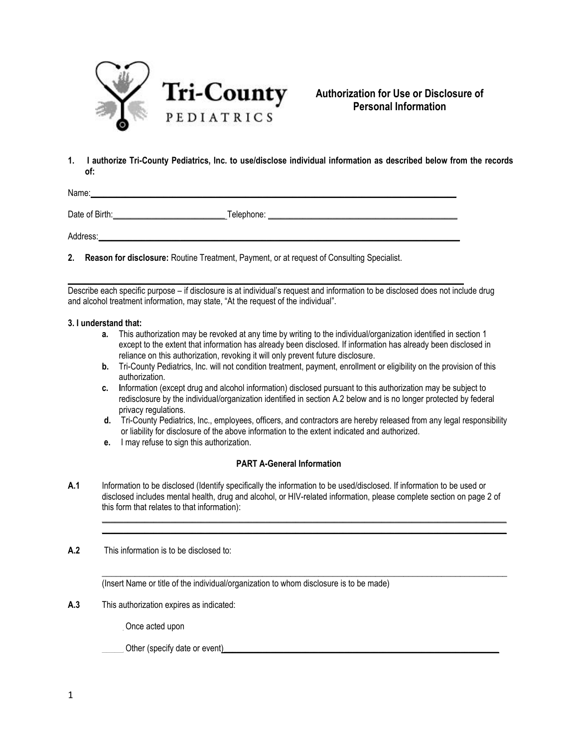Tri-County PEDIATRICS

# Authorization for Use or Disclosure of Personal Information

**1. I authorize Tri-County Pediatrics, Inc. to use/disclose individual information as described below from the records of:**

Name: ______________________________________________________________________

Date of Birth: __________________________ Telephone: ____________________________________________

Address: _____________________________________________________________________

**2. Reason for disclosure:** Routine Treatment, Payment, or at request of Consulting Specialist.

______________________________________________________________________________

Describe each specific purpose – if disclosure is at individual's request and information to be disclosed does not include drug and alcohol treatment information, may state, "At the request of the individual".

**3. I understand that:**

- **a.** This authorization may be revoked at any time by writing to the individual/organization identified in section 1 except to the extent that information has already been disclosed. If information has already been disclosed in reliance on this authorization, revoking it will only prevent future disclosure.
- **b.** Tri-County Pediatrics, Inc. will not condition treatment, payment, enrollment or eligibility on the provision of this authorization.
- **c.** Information (except drug and alcohol information) disclosed pursuant to this authorization may be subject to redisclosure by the individual/organization identified in section A.2 below and is no longer protected by federal privacy regulations.
- **d.** Tri-County Pediatrics, Inc., employees, officers, and contractors are hereby released from any legal responsibility or liability for disclosure of the above information to the extent indicated and authorized.
- **e.** I may refuse to sign this authorization.

## PART A-General Information

**A.1** Information to be disclosed (Identify specifically the information to be used/disclosed. If information to be used or disclosed includes mental health, drug and alcohol, or HIV-related information, please complete section on page 2 of this form that relates to that information):

______________________________________________________________________________

______________________________________________________________________________

**A.2** This information is to be disclosed to:

______________________________________________________________________________

(Insert Name or title of the individual/organization to whom disclosure is to be made)

**A.3** This authorization expires as indicated:

_____ Once acted upon

_____ Other (specify date or event) ______________________________________________________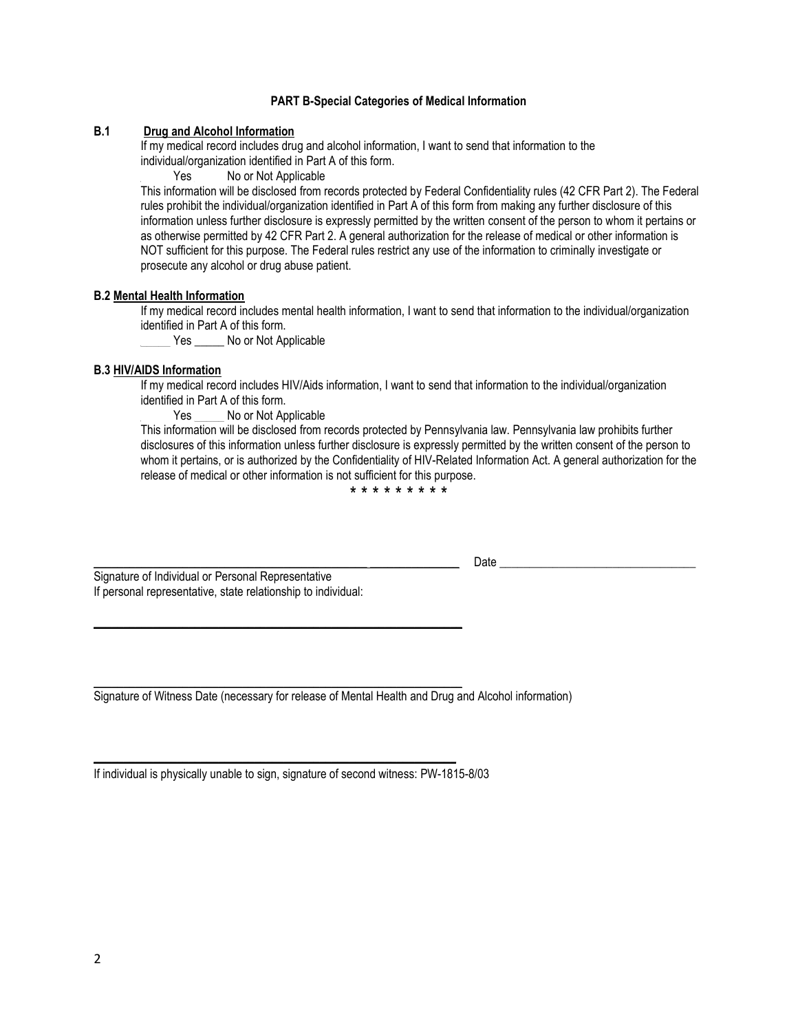**PART B-Special Categories of Medical Information**

**B.1 Drug and Alcohol Information**

If my medical record includes drug and alcohol information, I want to send that information to the individual/organization identified in Part A of this form.

Yes No or Not Applicable

This information will be disclosed from records protected by Federal Confidentiality rules (42 CFR Part 2). The Federal rules prohibit the individual/organization identified in Part A of this form from making any further disclosure of this information unless further disclosure is expressly permitted by the written consent of the person to whom it pertains or as otherwise permitted by 42 CFR Part 2. A general authorization for the release of medical or other information is NOT sufficient for this purpose. The Federal rules restrict any use of the information to criminally investigate or prosecute any alcohol or drug abuse patient.

**B.2 Mental Health Information**

If my medical record includes mental health information, I want to send that information to the individual/organization identified in Part A of this form.

_____ Yes _____ No or Not Applicable

**B.3 HIV/AIDS Information**

If my medical record includes HIV/Aids information, I want to send that information to the individual/organization identified in Part A of this form.

Yes _____ No or Not Applicable

This information will be disclosed from records protected by Pennsylvania law. Pennsylvania law prohibits further disclosures of this information unless further disclosure is expressly permitted by the written consent of the person to whom it pertains, or is authorized by the Confidentiality of HIV-Related Information Act. A general authorization for the release of medical or other information is not sufficient for this purpose.

* * * * * * * * *

_______________________________________________ Date _______________________________

Signature of Individual or Personal Representative

If personal representative, state relationship to individual:

_______________________________________________

_______________________________________________

Signature of Witness Date (necessary for release of Mental Health and Drug and Alcohol information)

_______________________________________________

If individual is physically unable to sign, signature of second witness: PW-1815-8/03